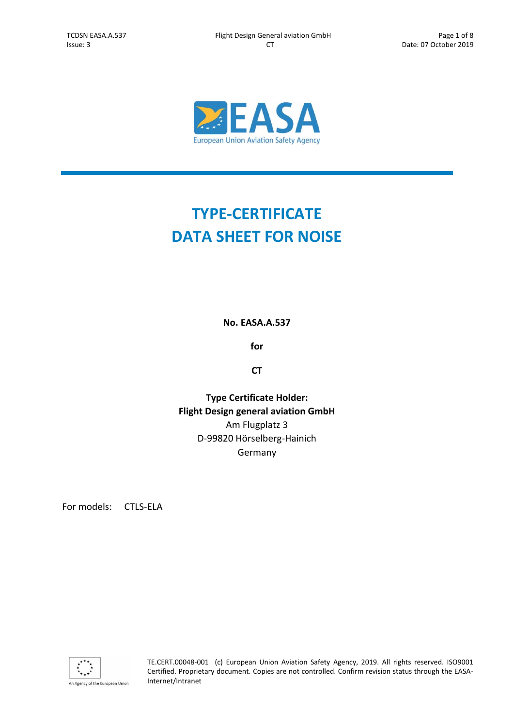# TYPE-CERTIFICATE DATA SHEET FOR NOISE

**No. EASA.A.537**

**for**

**CT**

**Type Certificate Holder:**
**Flight Design general aviation GmbH**
Am Flugplatz 3
D-99820 Hörselberg-Hainich
Germany

For models: CTLS-ELA

TE.CERT.00048-001 (c) European Union Aviation Safety Agency, 2019. All rights reserved. ISO9001 Certified. Proprietary document. Copies are not controlled. Confirm revision status through the EASA-Internet/Intranet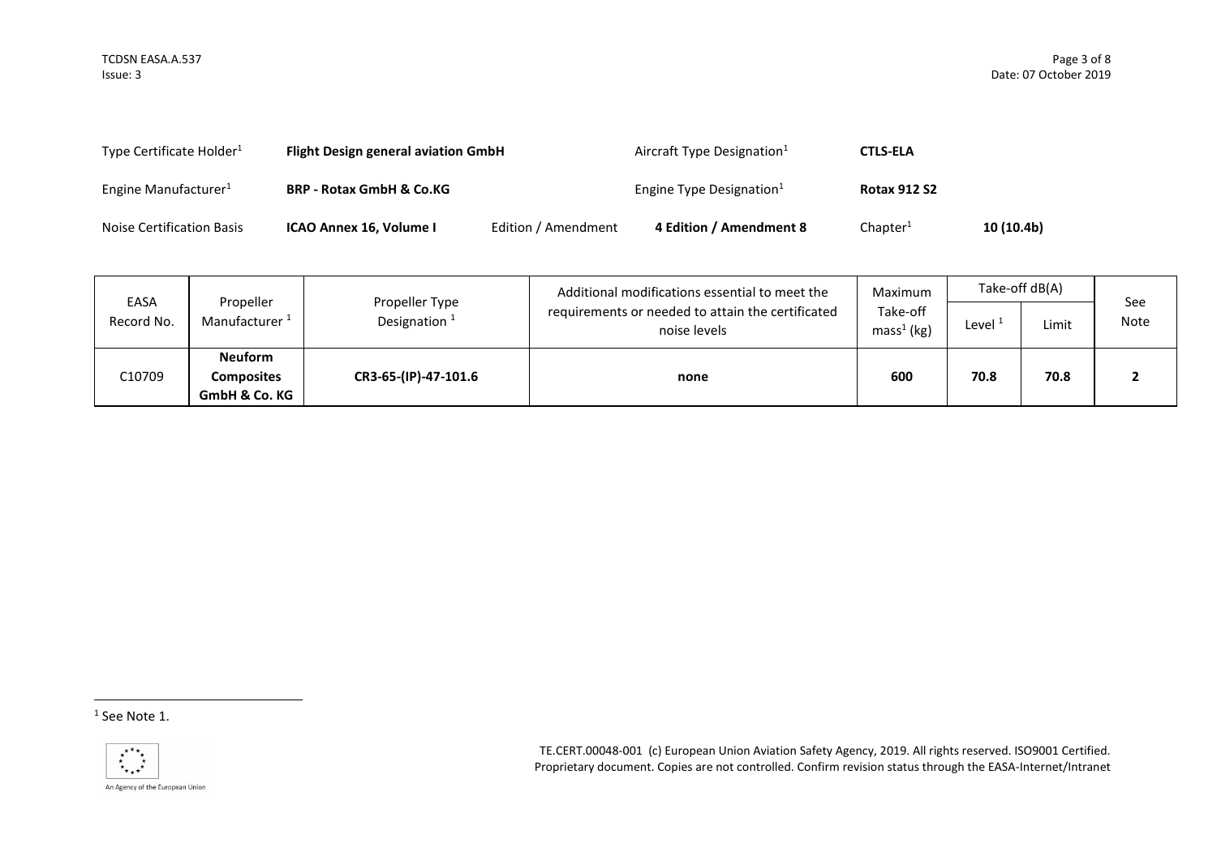| | | | | | |
|---|---|---|---|---|---|
| Type Certificate Holder[1] | **Flight Design general aviation GmbH** | | Aircraft Type Designation[1] | **CTLS-ELA** | |
| Engine Manufacturer[1] | **BRP - Rotax GmbH & Co.KG** | | Engine Type Designation[1] | **Rotax 912 S2** | |
| Noise Certification Basis | **ICAO Annex 16, Volume I** | Edition / Amendment | **4 Edition / Amendment 8** | Chapter[1] | **10 (10.4b)** |

| EASA Record No. | Propeller Manufacturer [1] | Propeller Type Designation [1] | Additional modifications essential to meet the requirements or needed to attain the certificated noise levels | Maximum Take-off mass[1] (kg) | Take-off dB(A) | | See Note |
|---|---|---|---|---|---|---|---|
| | | | | | Level [1] | Limit | |
| C10709 | **Neuform Composites GmbH & Co. KG** | **CR3-65-(IP)-47-101.6** | **none** | **600** | **70.8** | **70.8** | **2** |

[1] See Note 1.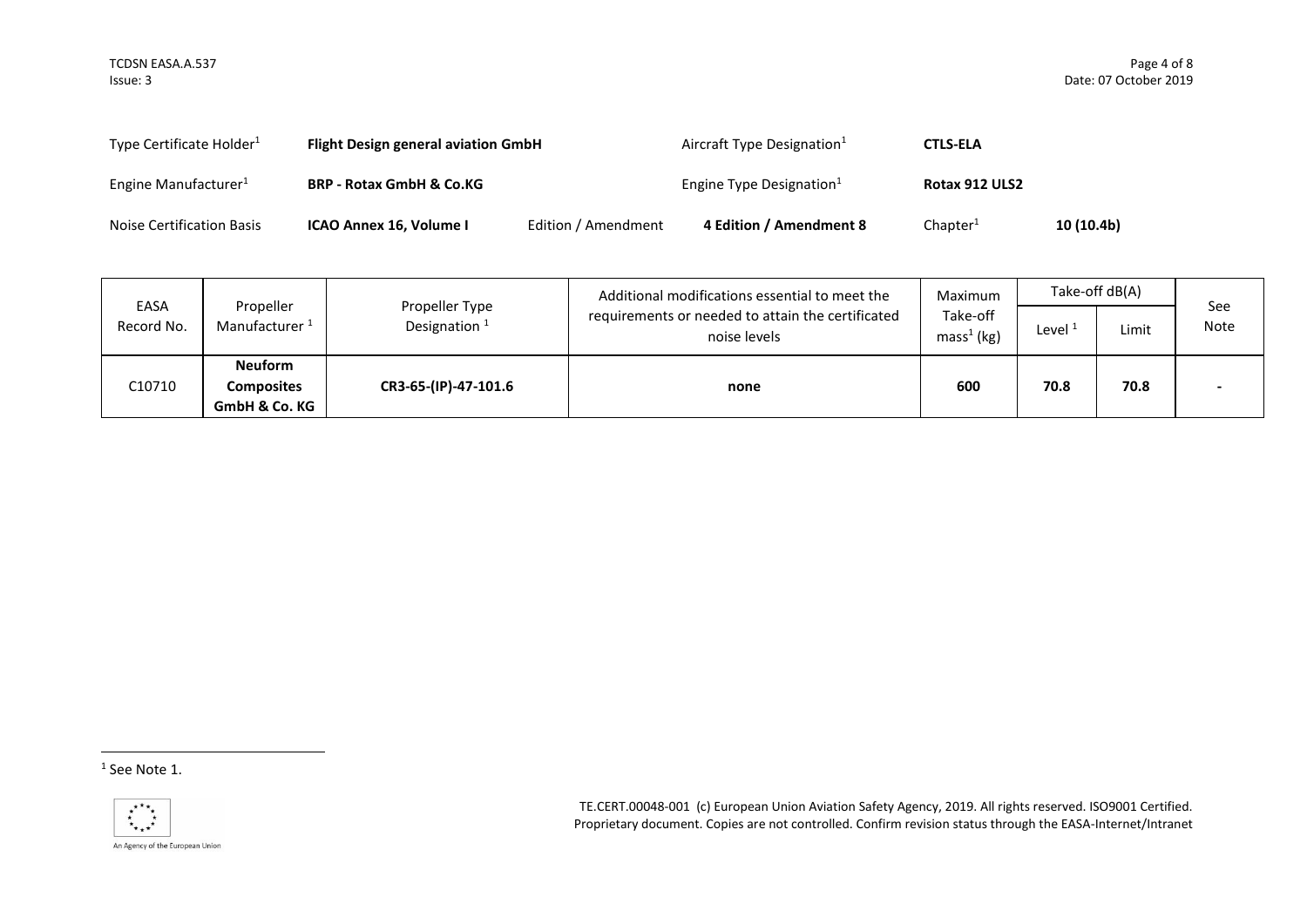| | | | | | |
|---|---|---|---|---|---|
| Type Certificate Holder[1] | **Flight Design general aviation GmbH** | | Aircraft Type Designation[1] | **CTLS-ELA** | |
| Engine Manufacturer[1] | **BRP - Rotax GmbH & Co.KG** | | Engine Type Designation[1] | **Rotax 912 ULS2** | |
| Noise Certification Basis | **ICAO Annex 16, Volume I** | Edition / Amendment | **4 Edition / Amendment 8** | Chapter[1] | **10 (10.4b)** |

| EASA Record No. | Propeller Manufacturer [1] | Propeller Type Designation [1] | Additional modifications essential to meet the requirements or needed to attain the certificated noise levels | Maximum Take-off mass[1] (kg) | Take-off dB(A) | | See Note |
|---|---|---|---|---|---|---|---|
| | | | | | Level [1] | Limit | |
| C10710 | **Neuform Composites GmbH & Co. KG** | **CR3-65-(IP)-47-101.6** | **none** | **600** | **70.8** | **70.8** | **-** |

[1] See Note 1.

TE.CERT.00048-001 (c) European Union Aviation Safety Agency, 2019. All rights reserved. ISO9001 Certified. Proprietary document. Copies are not controlled. Confirm revision status through the EASA-Internet/Intranet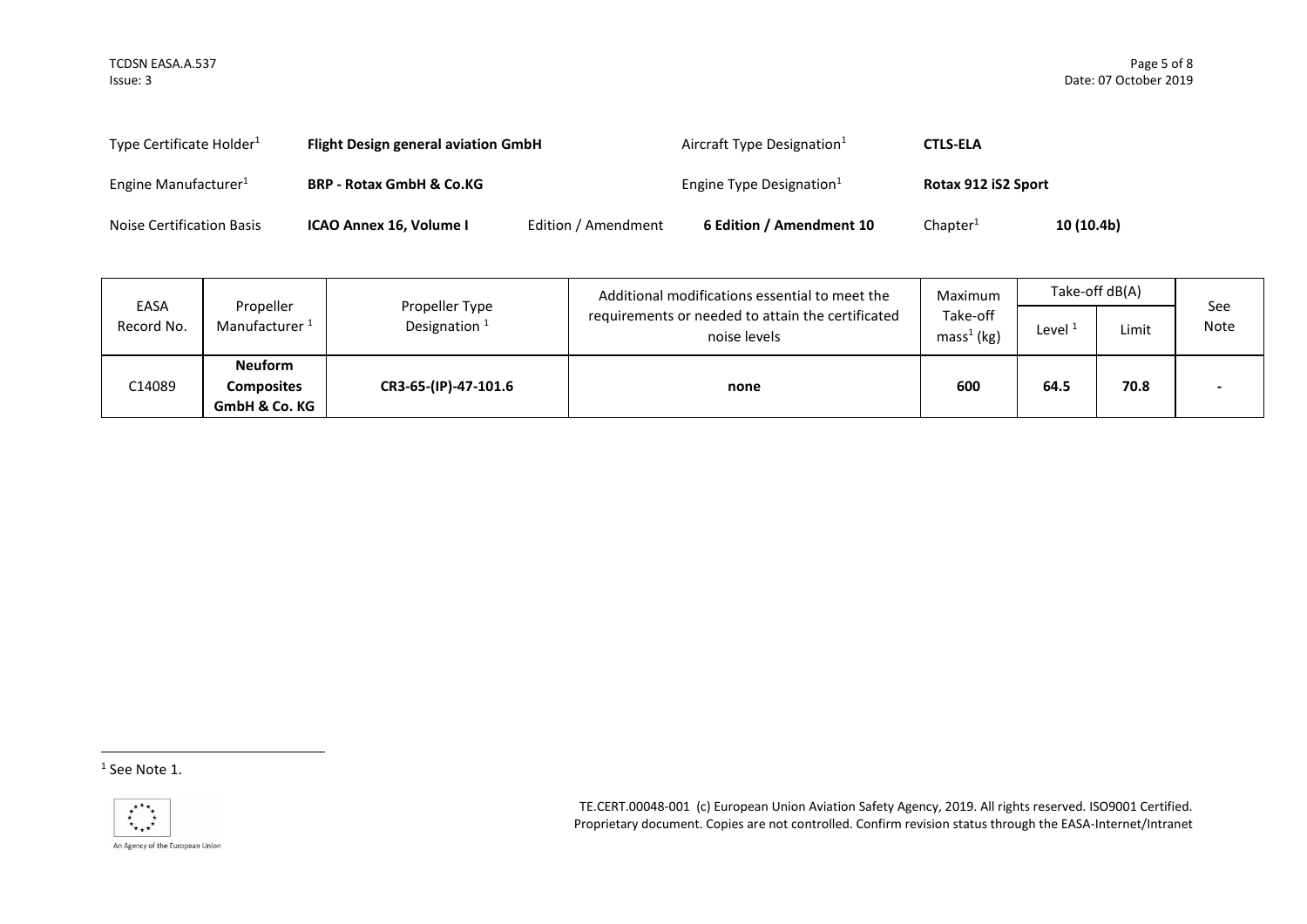| | | | | | |
|---|---|---|---|---|---|
| Type Certificate Holder[1] | **Flight Design general aviation GmbH** | | Aircraft Type Designation[1] | **CTLS-ELA** | |
| Engine Manufacturer[1] | **BRP - Rotax GmbH & Co.KG** | | Engine Type Designation[1] | **Rotax 912 iS2 Sport** | |
| Noise Certification Basis | **ICAO Annex 16, Volume I** | Edition / Amendment | **6 Edition / Amendment 10** | Chapter[1] | **10 (10.4b)** |

| EASA Record No. | Propeller Manufacturer [1] | Propeller Type Designation [1] | Additional modifications essential to meet the requirements or needed to attain the certificated noise levels | Maximum Take-off mass[1] (kg) | Take-off dB(A) | | See Note |
|---|---|---|---|---|---|---|---|
| | | | | | Level [1] | Limit | |
| C14089 | **Neuform Composites GmbH & Co. KG** | **CR3-65-(IP)-47-101.6** | **none** | **600** | **64.5** | **70.8** | **-** |

[1] See Note 1.

TE.CERT.00048-001 (c) European Union Aviation Safety Agency, 2019. All rights reserved. ISO9001 Certified. Proprietary document. Copies are not controlled. Confirm revision status through the EASA-Internet/Intranet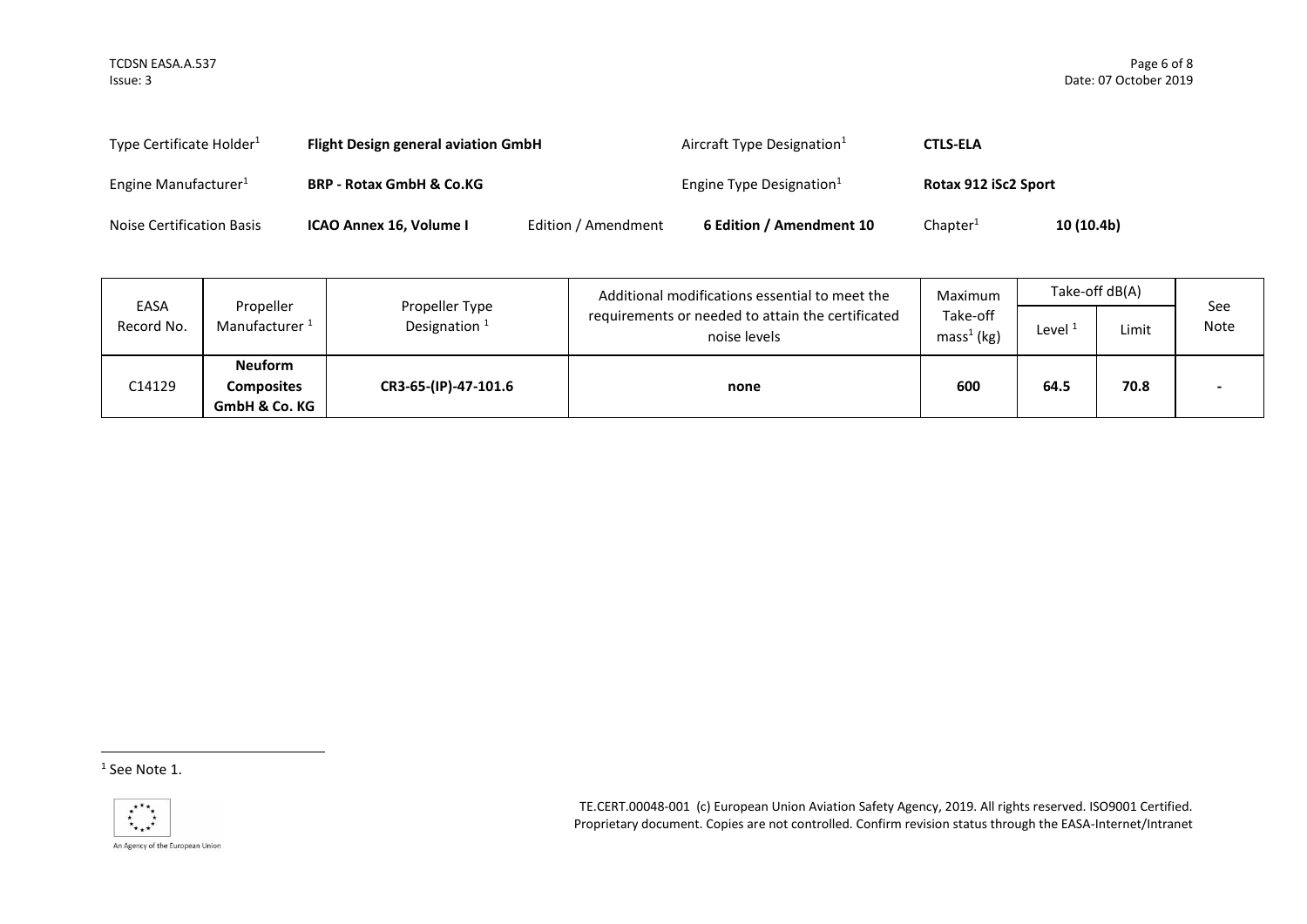| | | | | | |
|---|---|---|---|---|---|
| Type Certificate Holder[1] | **Flight Design general aviation GmbH** | | Aircraft Type Designation[1] | **CTLS-ELA** | |
| Engine Manufacturer[1] | **BRP - Rotax GmbH & Co.KG** | | Engine Type Designation[1] | **Rotax 912 iSc2 Sport** | |
| Noise Certification Basis | **ICAO Annex 16, Volume I** | Edition / Amendment | **6 Edition / Amendment 10** | Chapter[1] | **10 (10.4b)** |

| EASA Record No. | Propeller Manufacturer [1] | Propeller Type Designation [1] | Additional modifications essential to meet the requirements or needed to attain the certificated noise levels | Maximum Take-off mass[1] (kg) | Take-off dB(A) | | See Note |
|---|---|---|---|---|---|---|---|
| | | | | | Level [1] | Limit | |
| C14129 | **Neuform Composites GmbH & Co. KG** | **CR3-65-(IP)-47-101.6** | **none** | **600** | **64.5** | **70.8** | **-** |

[1] See Note 1.

TE.CERT.00048-001 (c) European Union Aviation Safety Agency, 2019. All rights reserved. ISO9001 Certified. Proprietary document. Copies are not controlled. Confirm revision status through the EASA-Internet/Intranet

An Agency of the European Union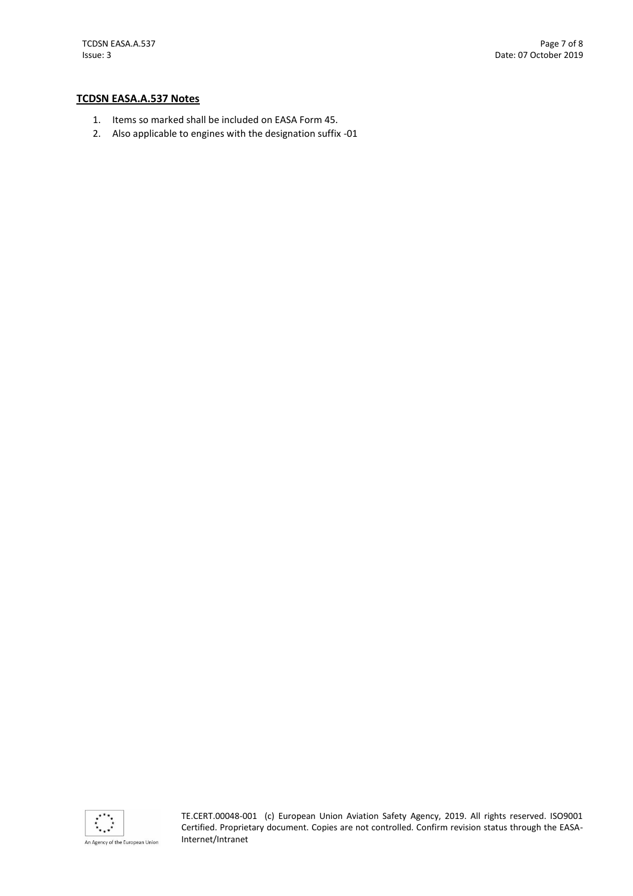## TCDSN EASA.A.537 Notes

1. Items so marked shall be included on EASA Form 45.
2. Also applicable to engines with the designation suffix -01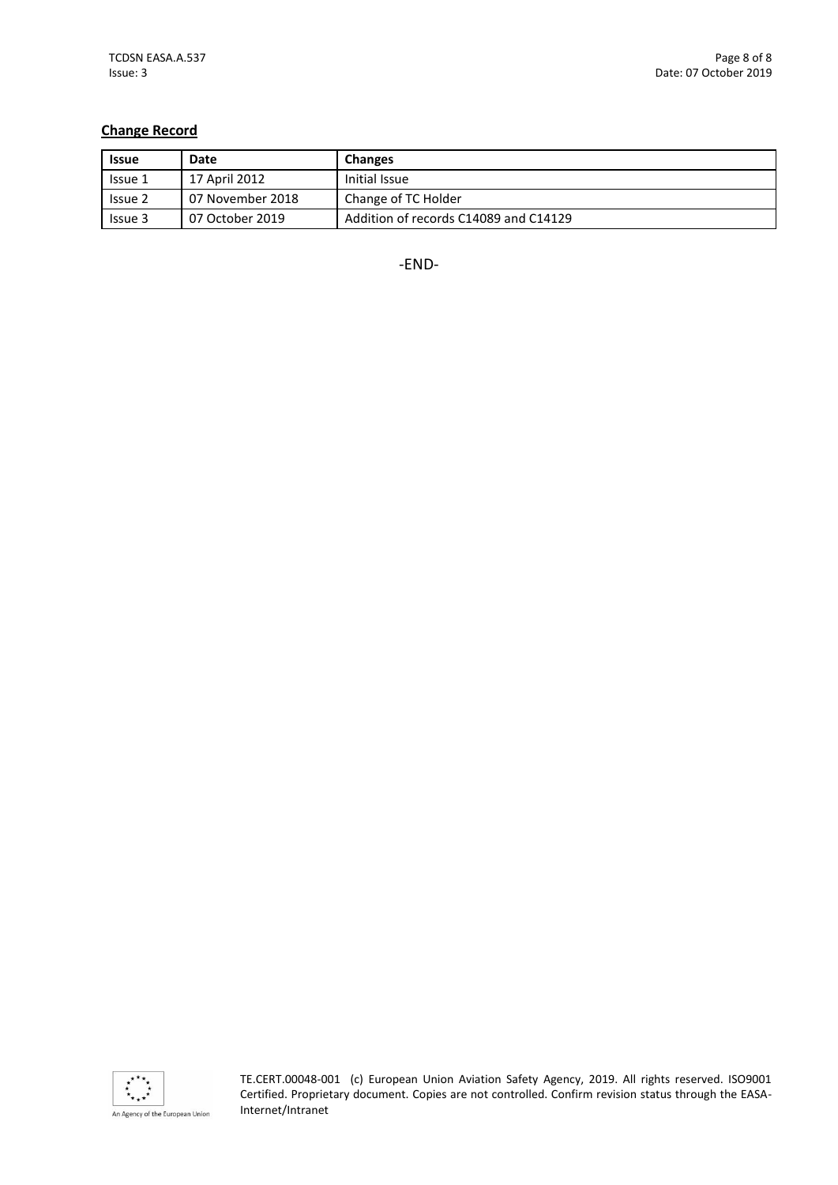**Change Record**

| Issue | Date | Changes |
| --- | --- | --- |
| Issue 1 | 17 April 2012 | Initial Issue |
| Issue 2 | 07 November 2018 | Change of TC Holder |
| Issue 3 | 07 October 2019 | Addition of records C14089 and C14129 |

-END-